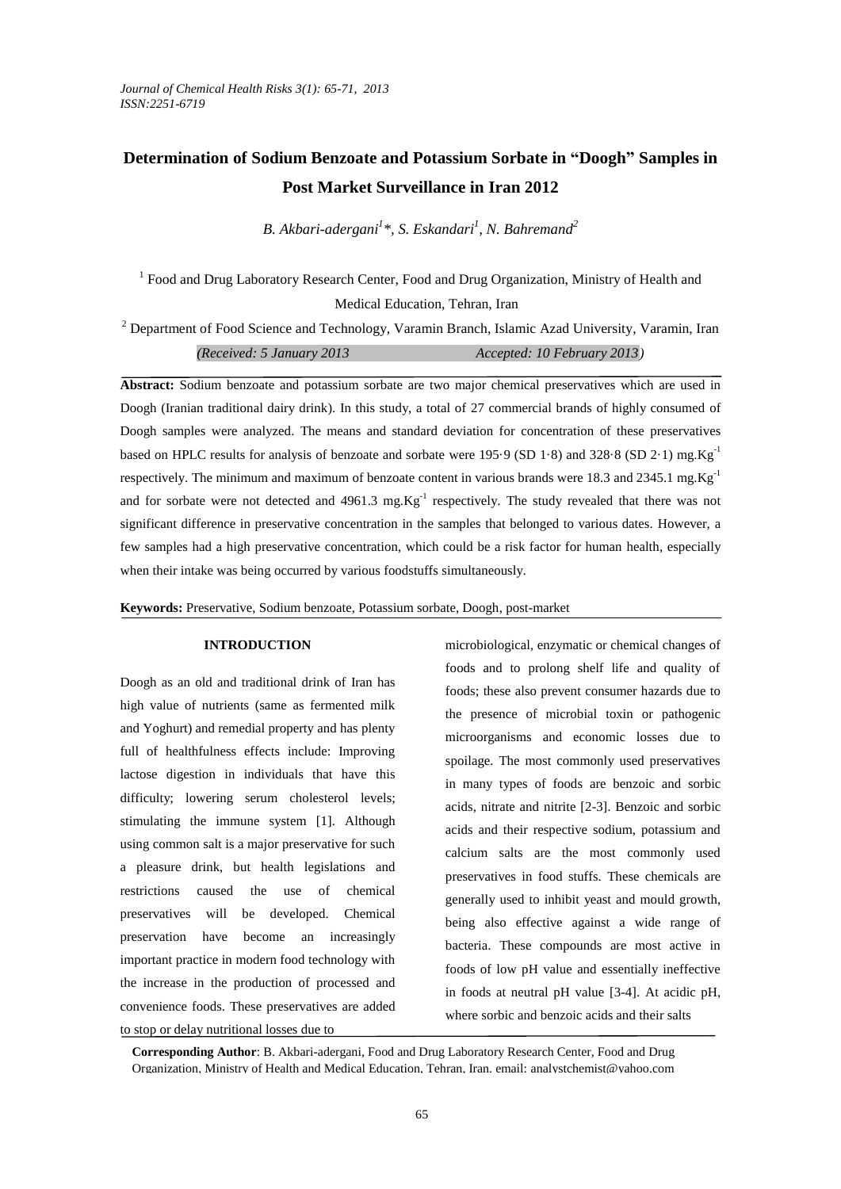# Determination of Sodium Benzoate and Potassium Sorbate in "Doogh" Samples in Post Market Surveillance in Iran 2012

*B. Akbari-adergani[1]\*, S. Eskandari[1], N. Bahremand[2]*

[1] Food and Drug Laboratory Research Center, Food and Drug Organization, Ministry of Health and Medical Education, Tehran, Iran

[2] Department of Food Science and Technology, Varamin Branch, Islamic Azad University, Varamin, Iran

*(Received: 5 January 2013 Accepted: 10 February 2013)*

**Abstract:** Sodium benzoate and potassium sorbate are two major chemical preservatives which are used in Doogh (Iranian traditional dairy drink). In this study, a total of 27 commercial brands of highly consumed of Doogh samples were analyzed. The means and standard deviation for concentration of these preservatives based on HPLC results for analysis of benzoate and sorbate were 195·9 (SD 1·8) and 328·8 (SD 2·1) $mg.Kg^{-1}$ respectively. The minimum and maximum of benzoate content in various brands were 18.3 and 2345.1 $mg.Kg^{-1}$ and for sorbate were not detected and 4961.3 $mg.Kg^{-1}$ respectively. The study revealed that there was not significant difference in preservative concentration in the samples that belonged to various dates. However, a few samples had a high preservative concentration, which could be a risk factor for human health, especially when their intake was being occurred by various foodstuffs simultaneously.

**Keywords:** Preservative, Sodium benzoate, Potassium sorbate, Doogh, post-market

## INTRODUCTION

Doogh as an old and traditional drink of Iran has high value of nutrients (same as fermented milk and Yoghurt) and remedial property and has plenty full of healthfulness effects include: Improving lactose digestion in individuals that have this difficulty; lowering serum cholesterol levels; stimulating the immune system [1]. Although using common salt is a major preservative for such a pleasure drink, but health legislations and restrictions caused the use of chemical preservatives will be developed. Chemical preservation have become an increasingly important practice in modern food technology with the increase in the production of processed and convenience foods. These preservatives are added to stop or delay nutritional losses due to microbiological, enzymatic or chemical changes of foods and to prolong shelf life and quality of foods; these also prevent consumer hazards due to the presence of microbial toxin or pathogenic microorganisms and economic losses due to spoilage. The most commonly used preservatives in many types of foods are benzoic and sorbic acids, nitrate and nitrite [2-3]. Benzoic and sorbic acids and their respective sodium, potassium and calcium salts are the most commonly used preservatives in food stuffs. These chemicals are generally used to inhibit yeast and mould growth, being also effective against a wide range of bacteria. These compounds are most active in foods of low pH value and essentially ineffective in foods at neutral pH value [3-4]. At acidic pH, where sorbic and benzoic acids and their salts

**Corresponding Author**: B. Akbari-adergani, Food and Drug Laboratory Research Center, Food and Drug Organization, Ministry of Health and Medical Education, Tehran, Iran. email: analystchemist@yahoo.com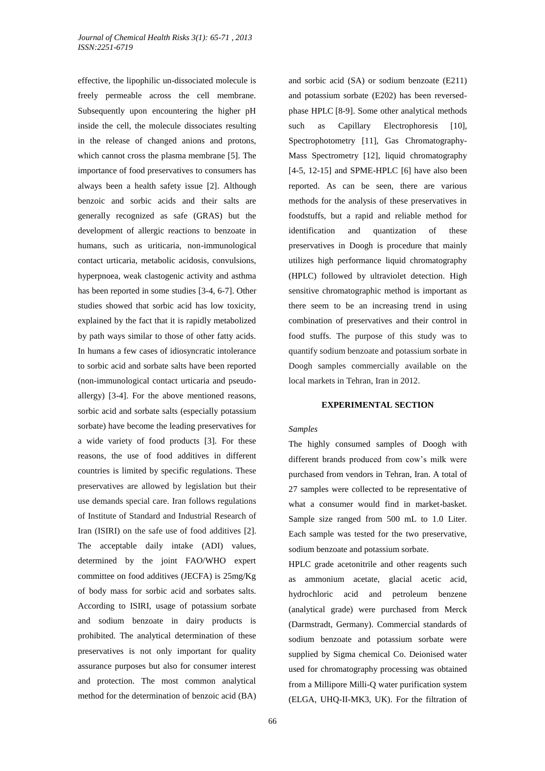effective, the lipophilic un-dissociated molecule is freely permeable across the cell membrane. Subsequently upon encountering the higher pH inside the cell, the molecule dissociates resulting in the release of changed anions and protons, which cannot cross the plasma membrane [5]. The importance of food preservatives to consumers has always been a health safety issue [2]. Although benzoic and sorbic acids and their salts are generally recognized as safe (GRAS) but the development of allergic reactions to benzoate in humans, such as uriticaria, non-immunological contact urticaria, metabolic acidosis, convulsions, hyperpnoea, weak clastogenic activity and asthma has been reported in some studies [3-4, 6-7]. Other studies showed that sorbic acid has low toxicity, explained by the fact that it is rapidly metabolized by path ways similar to those of other fatty acids. In humans a few cases of idiosyncratic intolerance to sorbic acid and sorbate salts have been reported (non-immunological contact urticaria and pseudo-allergy) [3-4]. For the above mentioned reasons, sorbic acid and sorbate salts (especially potassium sorbate) have become the leading preservatives for a wide variety of food products [3]. For these reasons, the use of food additives in different countries is limited by specific regulations. These preservatives are allowed by legislation but their use demands special care. Iran follows regulations of Institute of Standard and Industrial Research of Iran (ISIRI) on the safe use of food additives [2]. The acceptable daily intake (ADI) values, determined by the joint FAO/WHO expert committee on food additives (JECFA) is 25mg/Kg of body mass for sorbic acid and sorbates salts. According to ISIRI, usage of potassium sorbate and sodium benzoate in dairy products is prohibited. The analytical determination of these preservatives is not only important for quality assurance purposes but also for consumer interest and protection. The most common analytical method for the determination of benzoic acid (BA) and sorbic acid (SA) or sodium benzoate (E211) and potassium sorbate (E202) has been reversed-phase HPLC [8-9]. Some other analytical methods such as Capillary Electrophoresis [10], Spectrophotometry [11], Gas Chromatography-Mass Spectrometry [12], liquid chromatography [4-5, 12-15] and SPME-HPLC [6] have also been reported. As can be seen, there are various methods for the analysis of these preservatives in foodstuffs, but a rapid and reliable method for identification and quantization of these preservatives in Doogh is procedure that mainly utilizes high performance liquid chromatography (HPLC) followed by ultraviolet detection. High sensitive chromatographic method is important as there seem to be an increasing trend in using combination of preservatives and their control in food stuffs. The purpose of this study was to quantify sodium benzoate and potassium sorbate in Doogh samples commercially available on the local markets in Tehran, Iran in 2012.

## EXPERIMENTAL SECTION

*Samples*

The highly consumed samples of Doogh with different brands produced from cow's milk were purchased from vendors in Tehran, Iran. A total of 27 samples were collected to be representative of what a consumer would find in market-basket. Sample size ranged from 500 mL to 1.0 Liter. Each sample was tested for the two preservative, sodium benzoate and potassium sorbate.

HPLC grade acetonitrile and other reagents such as ammonium acetate, glacial acetic acid, hydrochloric acid and petroleum benzene (analytical grade) were purchased from Merck (Darmstradt, Germany). Commercial standards of sodium benzoate and potassium sorbate were supplied by Sigma chemical Co. Deionised water used for chromatography processing was obtained from a Millipore Milli-Q water purification system (ELGA, UHQ-II-MK3, UK). For the filtration of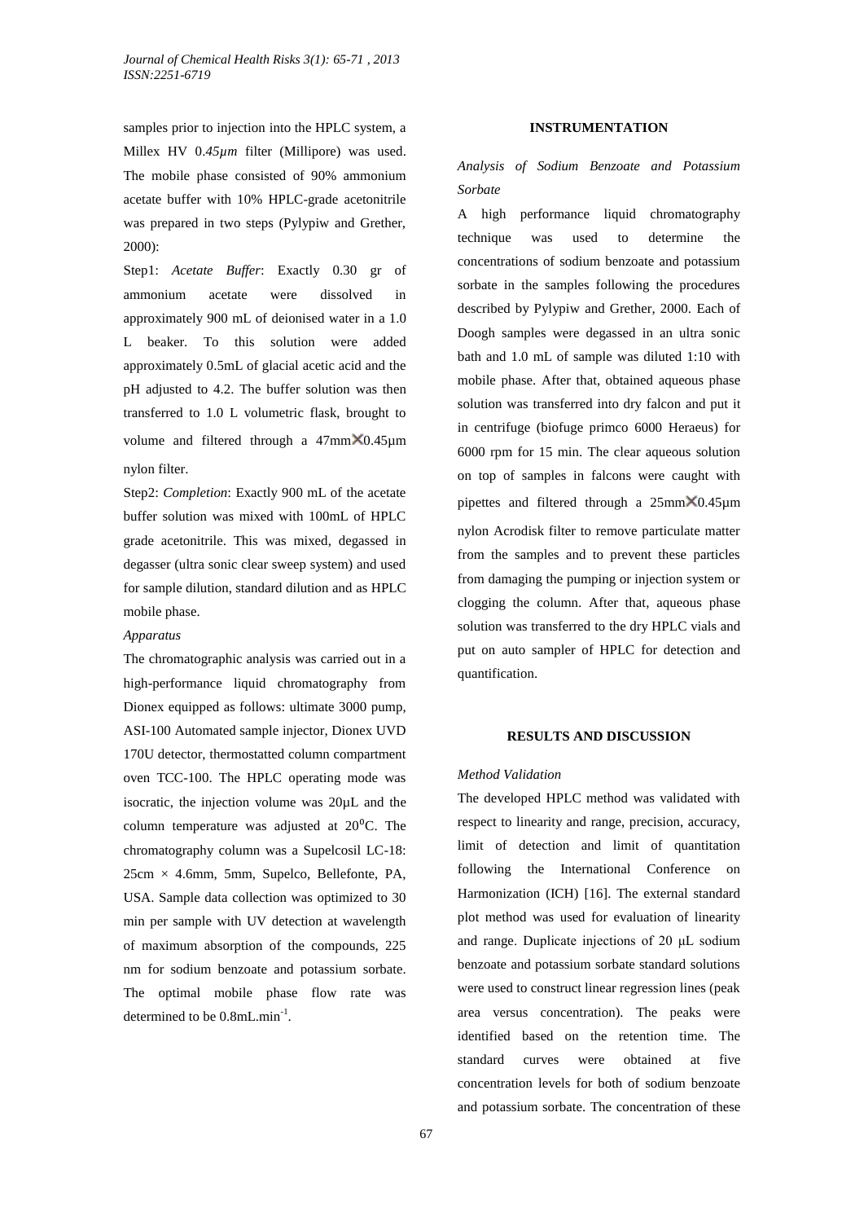samples prior to injection into the HPLC system, a Millex HV 0.*45µm* filter (Millipore) was used. The mobile phase consisted of 90% ammonium acetate buffer with 10% HPLC-grade acetonitrile was prepared in two steps (Pylypiw and Grether, 2000):

Step1: *Acetate Buffer*: Exactly 0.30 gr of ammonium acetate were dissolved in approximately 900 mL of deionised water in a 1.0 L beaker. To this solution were added approximately 0.5mL of glacial acetic acid and the pH adjusted to 4.2. The buffer solution was then transferred to 1.0 L volumetric flask, brought to volume and filtered through a 47mm×0.45µm nylon filter.

Step2: *Completion*: Exactly 900 mL of the acetate buffer solution was mixed with 100mL of HPLC grade acetonitrile. This was mixed, degassed in degasser (ultra sonic clear sweep system) and used for sample dilution, standard dilution and as HPLC mobile phase.

*Apparatus*

The chromatographic analysis was carried out in a high-performance liquid chromatography from Dionex equipped as follows: ultimate 3000 pump, ASI-100 Automated sample injector, Dionex UVD 170U detector, thermostatted column compartment oven TCC-100. The HPLC operating mode was isocratic, the injection volume was 20µL and the column temperature was adjusted at $20^{0}$C. The chromatography column was a Supelcosil LC-18: 25cm × 4.6mm, 5mm, Supelco, Bellefonte, PA, USA. Sample data collection was optimized to 30 min per sample with UV detection at wavelength of maximum absorption of the compounds, 225 nm for sodium benzoate and potassium sorbate. The optimal mobile phase flow rate was determined to be $0.8mL.min^{-1}$.

## INSTRUMENTATION

*Analysis of Sodium Benzoate and Potassium Sorbate*

A high performance liquid chromatography technique was used to determine the concentrations of sodium benzoate and potassium sorbate in the samples following the procedures described by Pylypiw and Grether, 2000. Each of Doogh samples were degassed in an ultra sonic bath and 1.0 mL of sample was diluted 1:10 with mobile phase. After that, obtained aqueous phase solution was transferred into dry falcon and put it in centrifuge (biofuge primco 6000 Heraeus) for 6000 rpm for 15 min. The clear aqueous solution on top of samples in falcons were caught with pipettes and filtered through a 25mm×0.45µm nylon Acrodisk filter to remove particulate matter from the samples and to prevent these particles from damaging the pumping or injection system or clogging the column. After that, aqueous phase solution was transferred to the dry HPLC vials and put on auto sampler of HPLC for detection and quantification.

## RESULTS AND DISCUSSION

*Method Validation*

The developed HPLC method was validated with respect to linearity and range, precision, accuracy, limit of detection and limit of quantitation following the International Conference on Harmonization (ICH) [16]. The external standard plot method was used for evaluation of linearity and range. Duplicate injections of 20 µL sodium benzoate and potassium sorbate standard solutions were used to construct linear regression lines (peak area versus concentration). The peaks were identified based on the retention time. The standard curves were obtained at five concentration levels for both of sodium benzoate and potassium sorbate. The concentration of these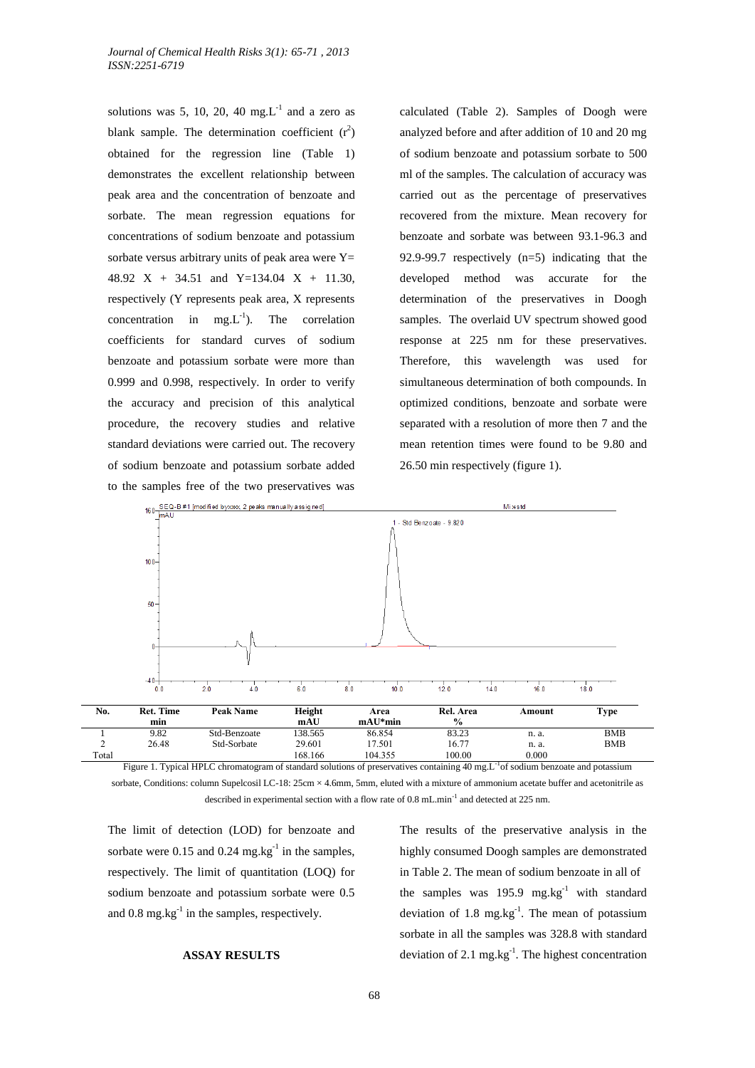solutions was 5, 10, 20, 40 mg.L$^{-1}$ and a zero as blank sample. The determination coefficient ($r^2$) obtained for the regression line (Table 1) demonstrates the excellent relationship between peak area and the concentration of benzoate and sorbate. The mean regression equations for concentrations of sodium benzoate and potassium sorbate versus arbitrary units of peak area were $Y = 48.92\ X + 34.51$ and $Y = 134.04\ X + 11.30$, respectively (Y represents peak area, X represents concentration in mg.L$^{-1}$). The correlation coefficients for standard curves of sodium benzoate and potassium sorbate were more than 0.999 and 0.998, respectively. In order to verify the accuracy and precision of this analytical procedure, the recovery studies and relative standard deviations were carried out. The recovery of sodium benzoate and potassium sorbate added to the samples free of the two preservatives was calculated (Table 2). Samples of Doogh were analyzed before and after addition of 10 and 20 mg of sodium benzoate and potassium sorbate to 500 ml of the samples. The calculation of accuracy was carried out as the percentage of preservatives recovered from the mixture. Mean recovery for benzoate and sorbate was between 93.1-96.3 and 92.9-99.7 respectively (n=5) indicating that the developed method was accurate for the determination of the preservatives in Doogh samples. The overlaid UV spectrum showed good response at 225 nm for these preservatives. Therefore, this wavelength was used for simultaneous determination of both compounds. In optimized conditions, benzoate and sorbate were separated with a resolution of more then 7 and the mean retention times were found to be 9.80 and 26.50 min respectively (figure 1).

| No. | Ret. Time min | Peak Name | Height mAU | Area mAU*min | Rel. Area % | Amount | Type |
|---|---|---|---|---|---|---|---|
| 1 | 9.82 | Std-Benzoate | 138.565 | 86.854 | 83.23 | n. a. | BMB |
| 2 | 26.48 | Std-Sorbate | 29.601 | 17.501 | 16.77 | n. a. | BMB |
| Total | | | 168.166 | 104.355 | 100.00 | 0.000 | |

Figure 1. Typical HPLC chromatogram of standard solutions of preservatives containing 40 mg.L$^{-1}$ of sodium benzoate and potassium sorbate, Conditions: column Supelcosil LC-18: 25cm × 4.6mm, 5mm, eluted with a mixture of ammonium acetate buffer and acetonitrile as described in experimental section with a flow rate of 0.8 mL.min$^{-1}$ and detected at 225 nm.

The limit of detection (LOD) for benzoate and sorbate were 0.15 and 0.24 mg.kg$^{-1}$ in the samples, respectively. The limit of quantitation (LOQ) for sodium benzoate and potassium sorbate were 0.5 and 0.8 mg.kg$^{-1}$ in the samples, respectively.

## ASSAY RESULTS

The results of the preservative analysis in the highly consumed Doogh samples are demonstrated in Table 2. The mean of sodium benzoate in all of the samples was 195.9 mg.kg$^{-1}$ with standard deviation of 1.8 mg.kg$^{-1}$. The mean of potassium sorbate in all the samples was 328.8 with standard deviation of 2.1 mg.kg$^{-1}$. The highest concentration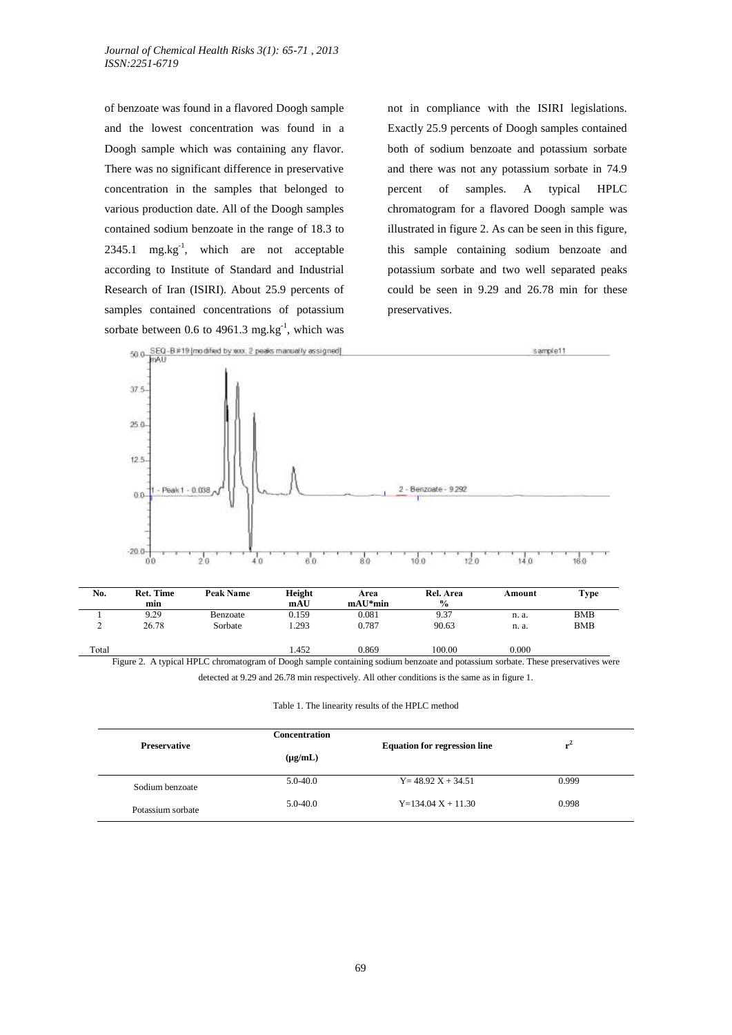of benzoate was found in a flavored Doogh sample and the lowest concentration was found in a Doogh sample which was containing any flavor. There was no significant difference in preservative concentration in the samples that belonged to various production date. All of the Doogh samples contained sodium benzoate in the range of 18.3 to 2345.1 $mg.kg^{-1}$, which are not acceptable according to Institute of Standard and Industrial Research of Iran (ISIRI). About 25.9 percents of samples contained concentrations of potassium sorbate between 0.6 to 4961.3 $mg.kg^{-1}$, which was not in compliance with the ISIRI legislations. Exactly 25.9 percents of Doogh samples contained both of sodium benzoate and potassium sorbate and there was not any potassium sorbate in 74.9 percent of samples. A typical HPLC chromatogram for a flavored Doogh sample was illustrated in figure 2. As can be seen in this figure, this sample containing sodium benzoate and potassium sorbate and two well separated peaks could be seen in 9.29 and 26.78 min for these preservatives.

| No. | Ret. Time min | Peak Name | Height mAU | Area mAU*min | Rel. Area % | Amount | Type |
|---|---|---|---|---|---|---|---|
| 1 | 9.29 | Benzoate | 0.159 | 0.081 | 9.37 | n. a. | BMB |
| 2 | 26.78 | Sorbate | 1.293 | 0.787 | 90.63 | n. a. | BMB |
| Total | | | 1.452 | 0.869 | 100.00 | 0.000 | |

Figure 2. A typical HPLC chromatogram of Doogh sample containing sodium benzoate and potassium sorbate. These preservatives were detected at 9.29 and 26.78 min respectively. All other conditions is the same as in figure 1.

Table 1. The linearity results of the HPLC method

| Preservative | Concentration (μg/mL) | Equation for regression line | $r^2$ |
|---|---|---|---|
| Sodium benzoate | 5.0-40.0 | $Y= 48.92 X + 34.51$ | 0.999 |
| Potassium sorbate | 5.0-40.0 | $Y=134.04 X + 11.30$ | 0.998 |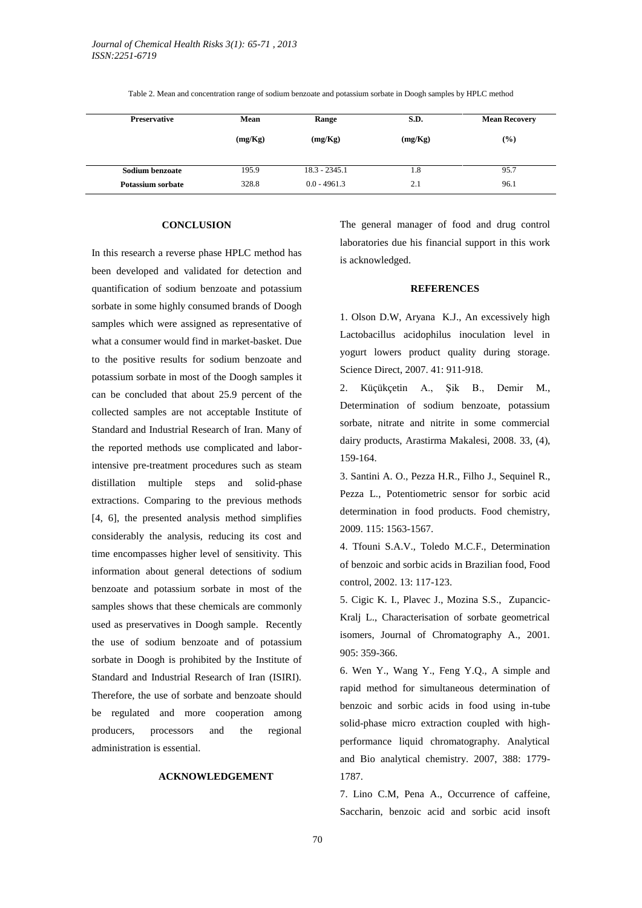Table 2. Mean and concentration range of sodium benzoate and potassium sorbate in Doogh samples by HPLC method

| Preservative | Mean (mg/Kg) | Range (mg/Kg) | S.D. (mg/Kg) | Mean Recovery (%) |
|---|---|---|---|---|
| **Sodium benzoate** | 195.9 | 18.3 - 2345.1 | 1.8 | 95.7 |
| **Potassium sorbate** | 328.8 | 0.0 - 4961.3 | 2.1 | 96.1 |

## CONCLUSION

In this research a reverse phase HPLC method has been developed and validated for detection and quantification of sodium benzoate and potassium sorbate in some highly consumed brands of Doogh samples which were assigned as representative of what a consumer would find in market-basket. Due to the positive results for sodium benzoate and potassium sorbate in most of the Doogh samples it can be concluded that about 25.9 percent of the collected samples are not acceptable Institute of Standard and Industrial Research of Iran. Many of the reported methods use complicated and labor-intensive pre-treatment procedures such as steam distillation multiple steps and solid-phase extractions. Comparing to the previous methods [4, 6], the presented analysis method simplifies considerably the analysis, reducing its cost and time encompasses higher level of sensitivity. This information about general detections of sodium benzoate and potassium sorbate in most of the samples shows that these chemicals are commonly used as preservatives in Doogh sample. Recently the use of sodium benzoate and of potassium sorbate in Doogh is prohibited by the Institute of Standard and Industrial Research of Iran (ISIRI). Therefore, the use of sorbate and benzoate should be regulated and more cooperation among producers, processors and the regional administration is essential.

## ACKNOWLEDGEMENT

The general manager of food and drug control laboratories due his financial support in this work is acknowledged.

## REFERENCES

1. Olson D.W, Aryana K.J., An excessively high Lactobacillus acidophilus inoculation level in yogurt lowers product quality during storage. Science Direct, 2007. 41: 911-918.

2. Küçükçetin A., Şik B., Demir M., Determination of sodium benzoate, potassium sorbate, nitrate and nitrite in some commercial dairy products, Arastirma Makalesi, 2008. 33, (4), 159-164.

3. Santini A. O., Pezza H.R., Filho J., Sequinel R., Pezza L., Potentiometric sensor for sorbic acid determination in food products. Food chemistry, 2009. 115: 1563-1567.

4. Tfouni S.A.V., Toledo M.C.F., Determination of benzoic and sorbic acids in Brazilian food, Food control, 2002. 13: 117-123.

5. Cigic K. I., Plavec J., Mozina S.S., Zupancic-Kralj L., Characterisation of sorbate geometrical isomers, Journal of Chromatography A., 2001. 905: 359-366.

6. Wen Y., Wang Y., Feng Y.Q., A simple and rapid method for simultaneous determination of benzoic and sorbic acids in food using in-tube solid-phase micro extraction coupled with high-performance liquid chromatography. Analytical and Bio analytical chemistry. 2007, 388: 1779-1787.

7. Lino C.M, Pena A., Occurrence of caffeine, Saccharin, benzoic acid and sorbic acid insoft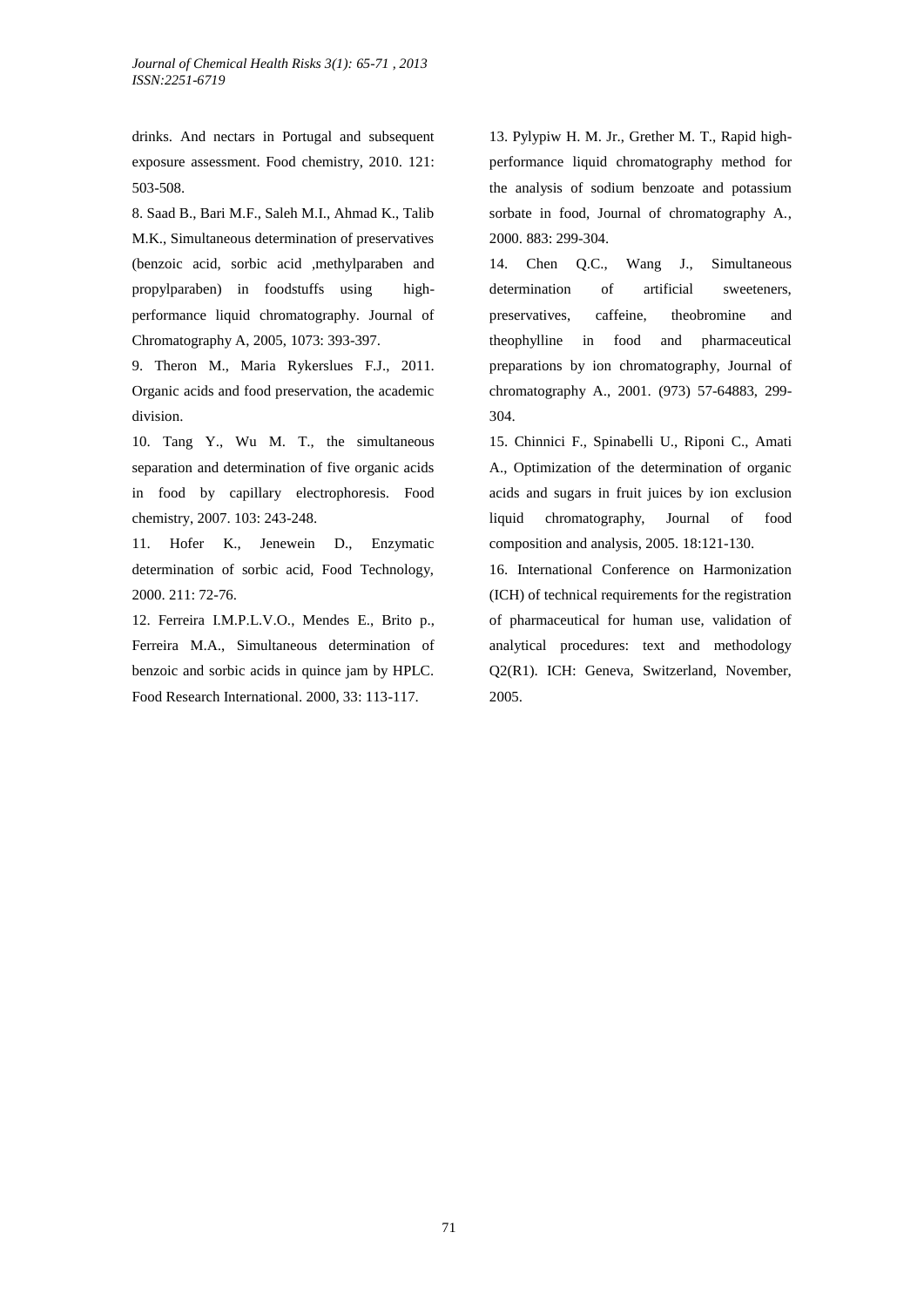drinks. And nectars in Portugal and subsequent exposure assessment. Food chemistry, 2010. 121: 503-508.

8. Saad B., Bari M.F., Saleh M.I., Ahmad K., Talib M.K., Simultaneous determination of preservatives (benzoic acid, sorbic acid ,methylparaben and propylparaben) in foodstuffs using high-performance liquid chromatography. Journal of Chromatography A, 2005, 1073: 393-397.

9. Theron M., Maria Rykerslues F.J., 2011. Organic acids and food preservation, the academic division.

10. Tang Y., Wu M. T., the simultaneous separation and determination of five organic acids in food by capillary electrophoresis. Food chemistry, 2007. 103: 243-248.

11. Hofer K., Jenewein D., Enzymatic determination of sorbic acid, Food Technology, 2000. 211: 72-76.

12. Ferreira I.M.P.L.V.O., Mendes E., Brito p., Ferreira M.A., Simultaneous determination of benzoic and sorbic acids in quince jam by HPLC. Food Research International. 2000, 33: 113-117.

13. Pylypiw H. M. Jr., Grether M. T., Rapid high-performance liquid chromatography method for the analysis of sodium benzoate and potassium sorbate in food, Journal of chromatography A., 2000. 883: 299-304.

14. Chen Q.C., Wang J., Simultaneous determination of artificial sweeteners, preservatives, caffeine, theobromine and theophylline in food and pharmaceutical preparations by ion chromatography, Journal of chromatography A., 2001. (973) 57-64883, 299-304.

15. Chinnici F., Spinabelli U., Riponi C., Amati A., Optimization of the determination of organic acids and sugars in fruit juices by ion exclusion liquid chromatography, Journal of food composition and analysis, 2005. 18:121-130.

16. International Conference on Harmonization (ICH) of technical requirements for the registration of pharmaceutical for human use, validation of analytical procedures: text and methodology Q2(R1). ICH: Geneva, Switzerland, November, 2005.